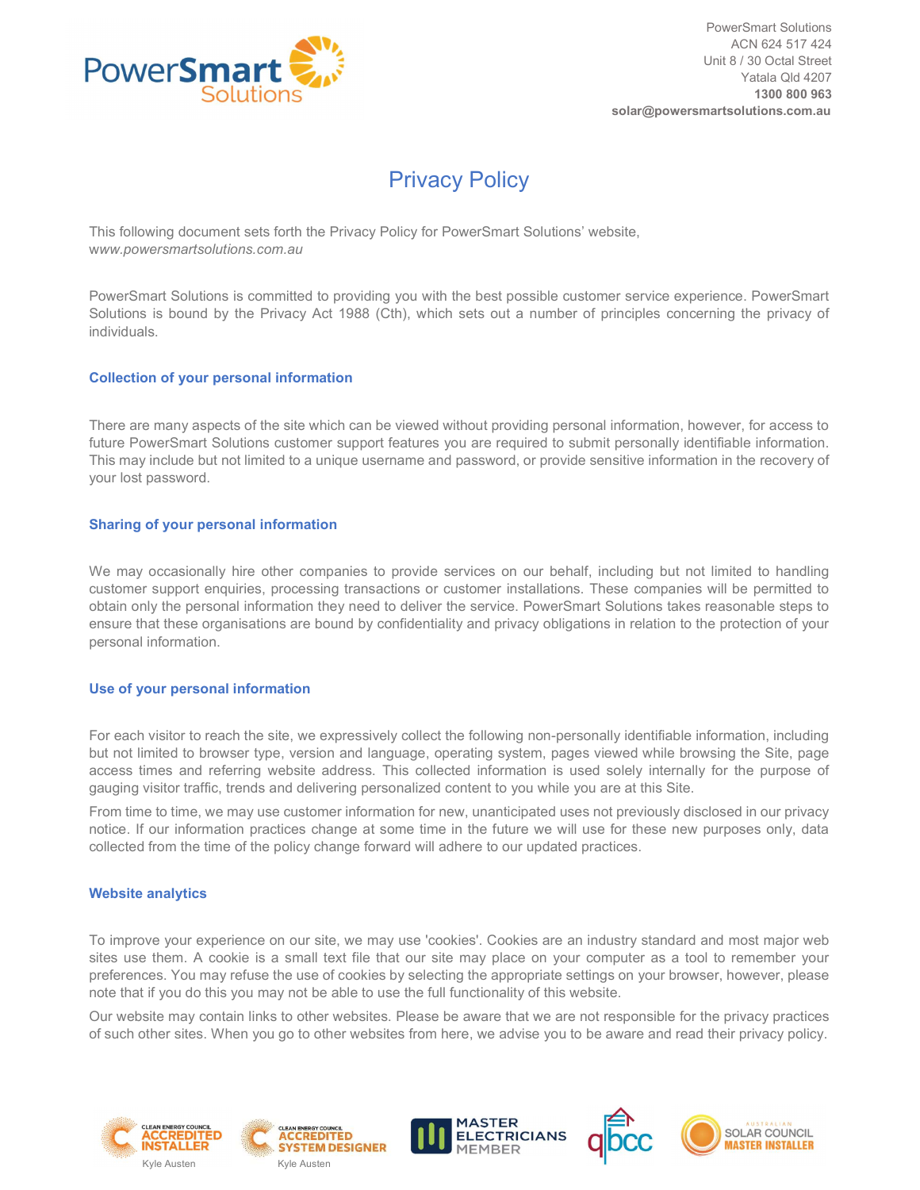PowerSmart Solutions
ACN 624 517 424
Unit 8 / 30 Octal Street
Yatala Qld 4207
**1300 800 963**
**solar@powersmartsolutions.com.au**

# Privacy Policy

This following document sets forth the Privacy Policy for PowerSmart Solutions' website, *www.powersmartsolutions.com.au*

PowerSmart Solutions is committed to providing you with the best possible customer service experience. PowerSmart Solutions is bound by the Privacy Act 1988 (Cth), which sets out a number of principles concerning the privacy of individuals.

### Collection of your personal information

There are many aspects of the site which can be viewed without providing personal information, however, for access to future PowerSmart Solutions customer support features you are required to submit personally identifiable information. This may include but not limited to a unique username and password, or provide sensitive information in the recovery of your lost password.

### Sharing of your personal information

We may occasionally hire other companies to provide services on our behalf, including but not limited to handling customer support enquiries, processing transactions or customer installations. These companies will be permitted to obtain only the personal information they need to deliver the service. PowerSmart Solutions takes reasonable steps to ensure that these organisations are bound by confidentiality and privacy obligations in relation to the protection of your personal information.

### Use of your personal information

For each visitor to reach the site, we expressively collect the following non-personally identifiable information, including but not limited to browser type, version and language, operating system, pages viewed while browsing the Site, page access times and referring website address. This collected information is used solely internally for the purpose of gauging visitor traffic, trends and delivering personalized content to you while you are at this Site.

From time to time, we may use customer information for new, unanticipated uses not previously disclosed in our privacy notice. If our information practices change at some time in the future we will use for these new purposes only, data collected from the time of the policy change forward will adhere to our updated practices.

### Website analytics

To improve your experience on our site, we may use 'cookies'. Cookies are an industry standard and most major web sites use them. A cookie is a small text file that our site may place on your computer as a tool to remember your preferences. You may refuse the use of cookies by selecting the appropriate settings on your browser, however, please note that if you do this you may not be able to use the full functionality of this website.

Our website may contain links to other websites. Please be aware that we are not responsible for the privacy practices of such other sites. When you go to other websites from here, we advise you to be aware and read their privacy policy.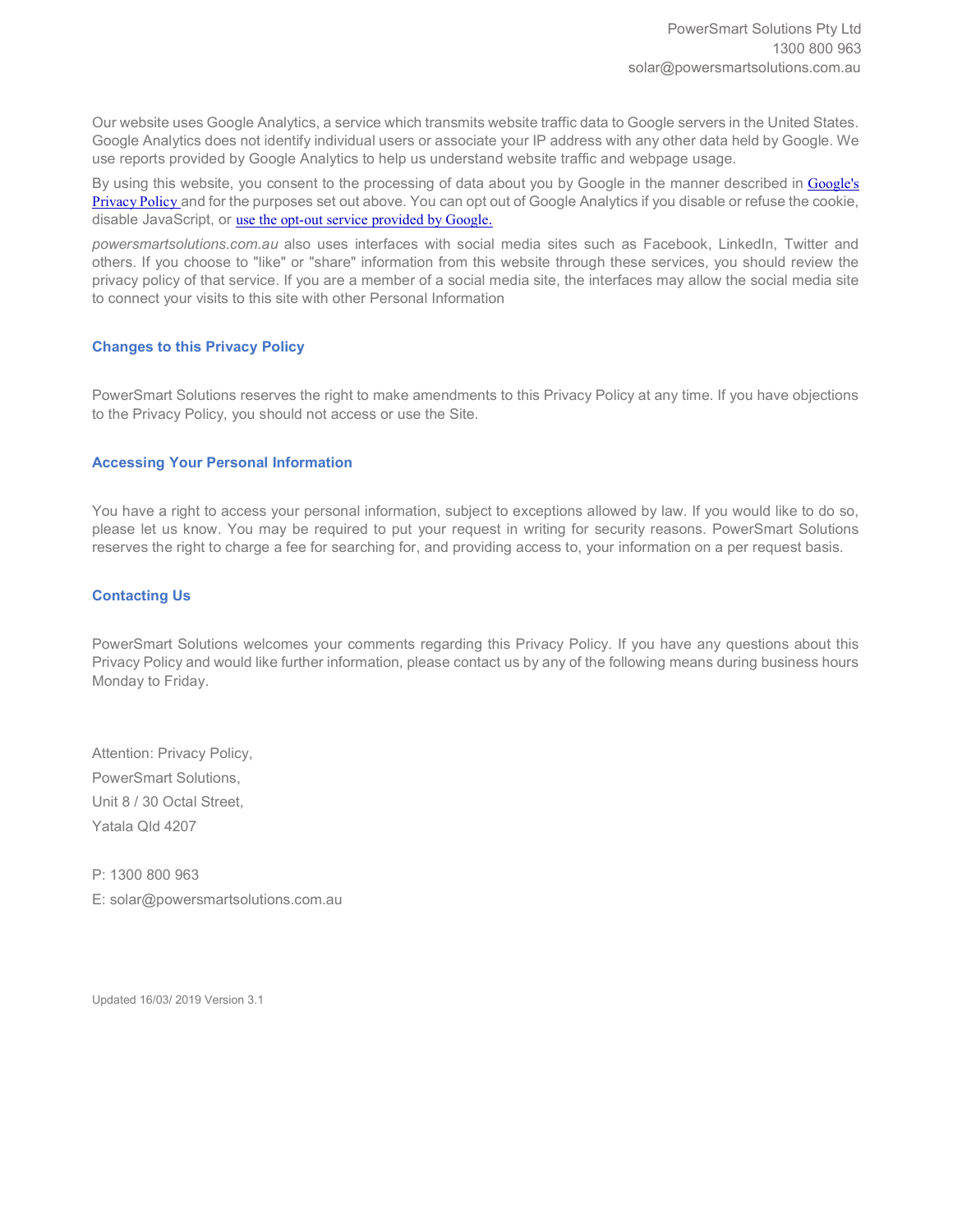Our website uses Google Analytics, a service which transmits website traffic data to Google servers in the United States. Google Analytics does not identify individual users or associate your IP address with any other data held by Google. We use reports provided by Google Analytics to help us understand website traffic and webpage usage.

By using this website, you consent to the processing of data about you by Google in the manner described in Google's Privacy Policy and for the purposes set out above. You can opt out of Google Analytics if you disable or refuse the cookie, disable JavaScript, or use the opt-out service provided by Google.

*powersmartsolutions.com.au* also uses interfaces with social media sites such as Facebook, LinkedIn, Twitter and others. If you choose to "like" or "share" information from this website through these services, you should review the privacy policy of that service. If you are a member of a social media site, the interfaces may allow the social media site to connect your visits to this site with other Personal Information

## Changes to this Privacy Policy

PowerSmart Solutions reserves the right to make amendments to this Privacy Policy at any time. If you have objections to the Privacy Policy, you should not access or use the Site.

## Accessing Your Personal Information

You have a right to access your personal information, subject to exceptions allowed by law. If you would like to do so, please let us know. You may be required to put your request in writing for security reasons. PowerSmart Solutions reserves the right to charge a fee for searching for, and providing access to, your information on a per request basis.

## Contacting Us

PowerSmart Solutions welcomes your comments regarding this Privacy Policy. If you have any questions about this Privacy Policy and would like further information, please contact us by any of the following means during business hours Monday to Friday.

Attention: Privacy Policy,
PowerSmart Solutions,
Unit 8 / 30 Octal Street,
Yatala Qld 4207

P: 1300 800 963
E: solar@powersmartsolutions.com.au

Updated 16/03/ 2019 Version 3.1